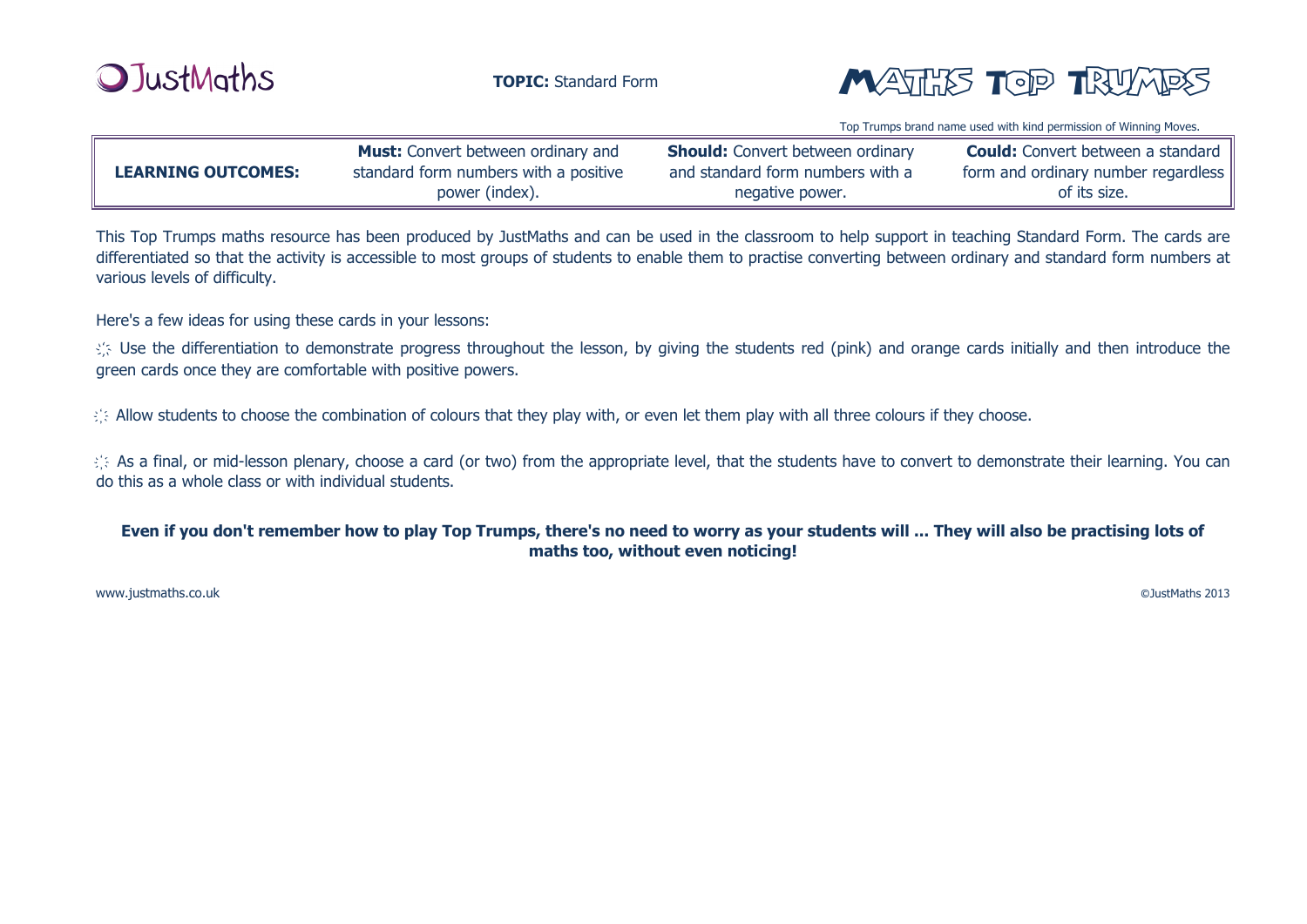JustMaths

**TOPIC:** Standard Form

# MATHS TOP TRUMPS

Top Trumps brand name used with kind permission of Winning Moves.

| **LEARNING OUTCOMES:** | **Must:** Convert between ordinary and standard form numbers with a positive power (index). | **Should:** Convert between ordinary and standard form numbers with a negative power. | **Could:** Convert between a standard form and ordinary number regardless of its size. |
|---|---|---|---|

This Top Trumps maths resource has been produced by JustMaths and can be used in the classroom to help support in teaching Standard Form. The cards are differentiated so that the activity is accessible to most groups of students to enable them to practise converting between ordinary and standard form numbers at various levels of difficulty.

Here's a few ideas for using these cards in your lessons:

- Use the differentiation to demonstrate progress throughout the lesson, by giving the students red (pink) and orange cards initially and then introduce the green cards once they are comfortable with positive powers.
- Allow students to choose the combination of colours that they play with, or even let them play with all three colours if they choose.
- As a final, or mid-lesson plenary, choose a card (or two) from the appropriate level, that the students have to convert to demonstrate their learning. You can do this as a whole class or with individual students.

**Even if you don't remember how to play Top Trumps, there's no need to worry as your students will ... They will also be practising lots of maths too, without even noticing!**

www.justmaths.co.uk

©JustMaths 2013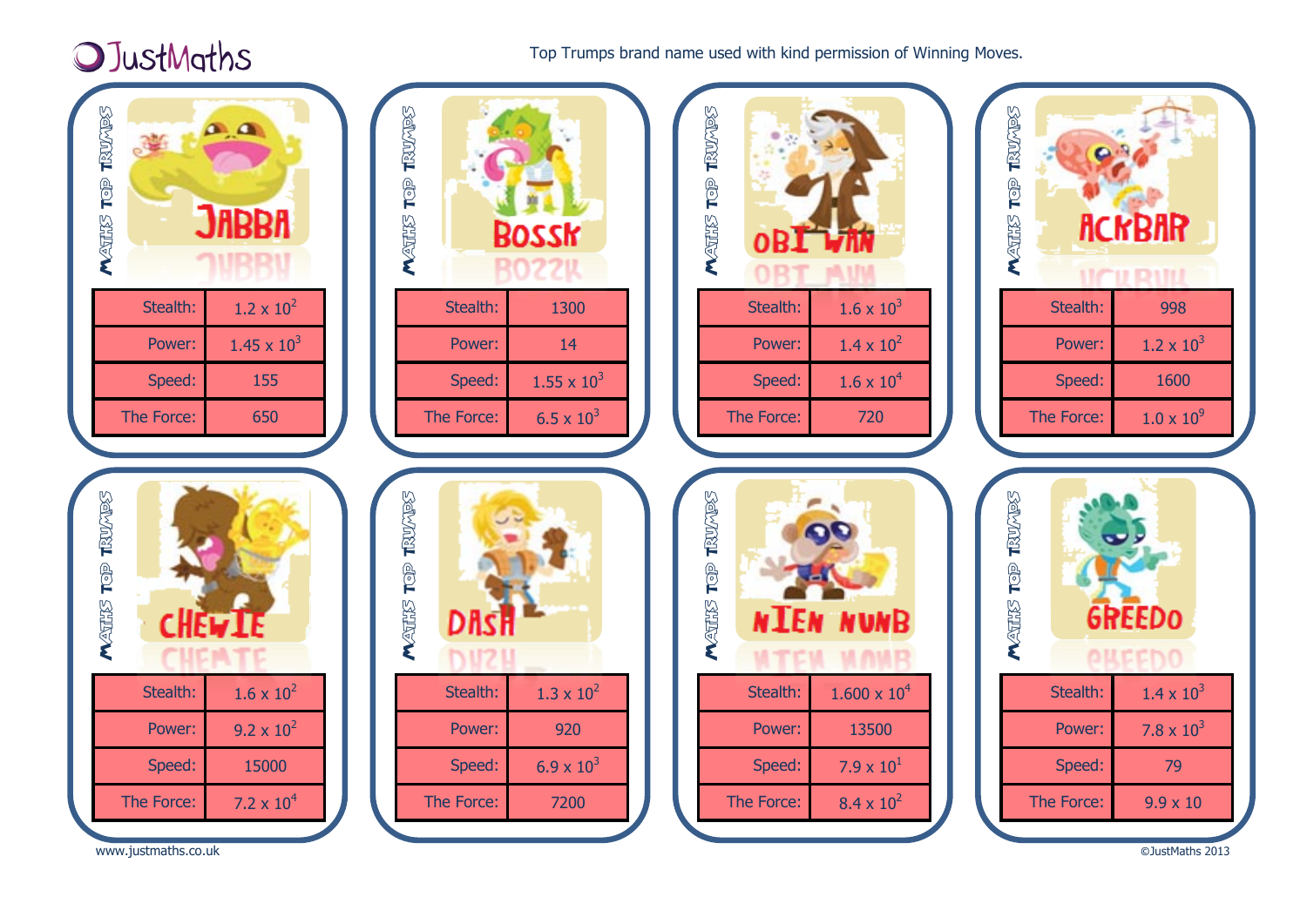JustMaths

Top Trumps brand name used with kind permission of Winning Moves.

## JABBA

MATHS TOP TRUMPS

| Stealth: | $1.2 \times 10^2$ |
|---|---|
| Power: | $1.45 \times 10^3$ |
| Speed: | 155 |
| The Force: | 650 |

## BOSSK

MATHS TOP TRUMPS

| Stealth: | 1300 |
|---|---|
| Power: | 14 |
| Speed: | $1.55 \times 10^3$ |
| The Force: | $6.5 \times 10^3$ |

## OBI WAN

MATHS TOP TRUMPS

| Stealth: | $1.6 \times 10^3$ |
|---|---|
| Power: | $1.4 \times 10^2$ |
| Speed: | $1.6 \times 10^4$ |
| The Force: | 720 |

## ACKBAR

MATHS TOP TRUMPS

| Stealth: | 998 |
|---|---|
| Power: | $1.2 \times 10^3$ |
| Speed: | 1600 |
| The Force: | $1.0 \times 10^9$ |

## CHEWIE

MATHS TOP TRUMPS

| Stealth: | $1.6 \times 10^2$ |
|---|---|
| Power: | $9.2 \times 10^2$ |
| Speed: | 15000 |
| The Force: | $7.2 \times 10^4$ |

## DASH

MATHS TOP TRUMPS

| Stealth: | $1.3 \times 10^2$ |
|---|---|
| Power: | 920 |
| Speed: | $6.9 \times 10^3$ |
| The Force: | 7200 |

## NIEN NUNB

MATHS TOP TRUMPS

| Stealth: | $1.600 \times 10^4$ |
|---|---|
| Power: | 13500 |
| Speed: | $7.9 \times 10^1$ |
| The Force: | $8.4 \times 10^2$ |

## GREEDO

MATHS TOP TRUMPS

| Stealth: | $1.4 \times 10^3$ |
|---|---|
| Power: | $7.8 \times 10^3$ |
| Speed: | 79 |
| The Force: | $9.9 \times 10$ |

www.justmaths.co.uk

©JustMaths 2013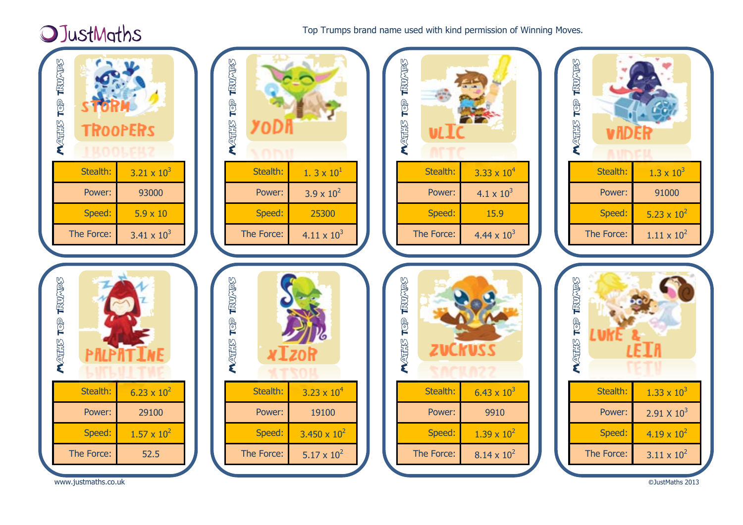JustMaths

Top Trumps brand name used with kind permission of Winning Moves.

## STORM TROOPERS

MATHS TOP TRUMPS

| Stealth: | $3.21 \times 10^3$ |
|---|---|
| Power: | 93000 |
| Speed: | $5.9 \times 10$ |
| The Force: | $3.41 \times 10^3$ |

## YODA

MATHS TOP TRUMPS

| Stealth: | $1.3 \times 10^1$ |
|---|---|
| Power: | $3.9 \times 10^2$ |
| Speed: | 25300 |
| The Force: | $4.11 \times 10^3$ |

## ULIC

MATHS TOP TRUMPS

| Stealth: | $3.33 \times 10^4$ |
|---|---|
| Power: | $4.1 \times 10^3$ |
| Speed: | 15.9 |
| The Force: | $4.44 \times 10^3$ |

## VADER

MATHS TOP TRUMPS

| Stealth: | $1.3 \times 10^3$ |
|---|---|
| Power: | 91000 |
| Speed: | $5.23 \times 10^2$ |
| The Force: | $1.11 \times 10^2$ |

## PALPATINE

MATHS TOP TRUMPS

| Stealth: | $6.23 \times 10^2$ |
|---|---|
| Power: | 29100 |
| Speed: | $1.57 \times 10^2$ |
| The Force: | 52.5 |

## XIZOR

MATHS TOP TRUMPS

| Stealth: | $3.23 \times 10^4$ |
|---|---|
| Power: | 19100 |
| Speed: | $3.450 \times 10^2$ |
| The Force: | $5.17 \times 10^2$ |

## ZUCKUSS

MATHS TOP TRUMPS

| Stealth: | $6.43 \times 10^3$ |
|---|---|
| Power: | 9910 |
| Speed: | $1.39 \times 10^2$ |
| The Force: | $8.14 \times 10^2$ |

## LUKE & LEIA

MATHS TOP TRUMPS

| Stealth: | $1.33 \times 10^3$ |
|---|---|
| Power: | $2.91 \text{ X } 10^3$ |
| Speed: | $4.19 \times 10^2$ |
| The Force: | $3.11 \times 10^2$ |

www.justmaths.co.uk

©JustMaths 2013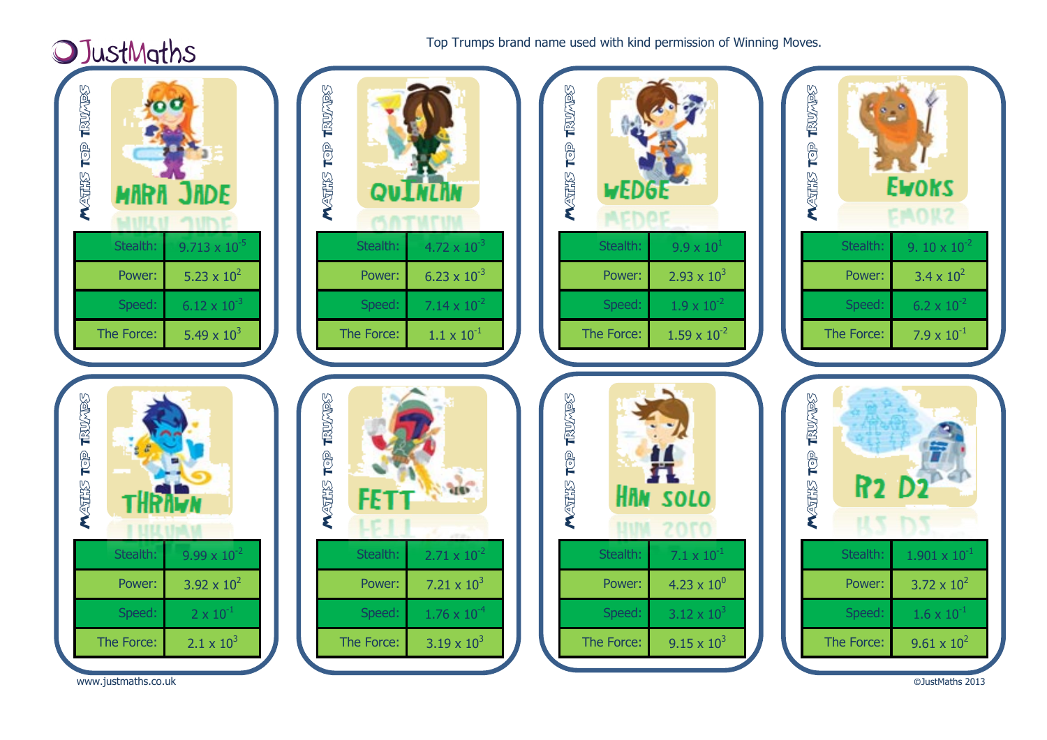JustMaths

Top Trumps brand name used with kind permission of Winning Moves.

## MARA JADE

MATHS TOP TRUMPS

| | |
|---|---|
| Stealth: | $9.713 \times 10^{-5}$ |
| Power: | $5.23 \times 10^{2}$ |
| Speed: | $6.12 \times 10^{-3}$ |
| The Force: | $5.49 \times 10^{3}$ |

## QUINLAN

MATHS TOP TRUMPS

| | |
|---|---|
| Stealth: | $4.72 \times 10^{-3}$ |
| Power: | $6.23 \times 10^{-3}$ |
| Speed: | $7.14 \times 10^{-2}$ |
| The Force: | $1.1 \times 10^{-1}$ |

## WEDGE

MATHS TOP TRUMPS

| | |
|---|---|
| Stealth: | $9.9 \times 10^{1}$ |
| Power: | $2.93 \times 10^{3}$ |
| Speed: | $1.9 \times 10^{-2}$ |
| The Force: | $1.59 \times 10^{-2}$ |

## EWOKS

MATHS TOP TRUMPS

| | |
|---|---|
| Stealth: | $9.\ 10 \times 10^{-2}$ |
| Power: | $3.4 \times 10^{2}$ |
| Speed: | $6.2 \times 10^{-2}$ |
| The Force: | $7.9 \times 10^{-1}$ |

## THRAWN

MATHS TOP TRUMPS

| | |
|---|---|
| Stealth: | $9.99 \times 10^{-2}$ |
| Power: | $3.92 \times 10^{2}$ |
| Speed: | $2 \times 10^{-1}$ |
| The Force: | $2.1 \times 10^{3}$ |

## FETT

MATHS TOP TRUMPS

| | |
|---|---|
| Stealth: | $2.71 \times 10^{-2}$ |
| Power: | $7.21 \times 10^{3}$ |
| Speed: | $1.76 \times 10^{-4}$ |
| The Force: | $3.19 \times 10^{3}$ |

## HAN SOLO

MATHS TOP TRUMPS

| | |
|---|---|
| Stealth: | $7.1 \times 10^{-1}$ |
| Power: | $4.23 \times 10^{0}$ |
| Speed: | $3.12 \times 10^{3}$ |
| The Force: | $9.15 \times 10^{3}$ |

## R2 D2

MATHS TOP TRUMPS

| | |
|---|---|
| Stealth: | $1.901 \times 10^{-1}$ |
| Power: | $3.72 \times 10^{2}$ |
| Speed: | $1.6 \times 10^{-1}$ |
| The Force: | $9.61 \times 10^{2}$ |

www.justmaths.co.uk

©JustMaths 2013